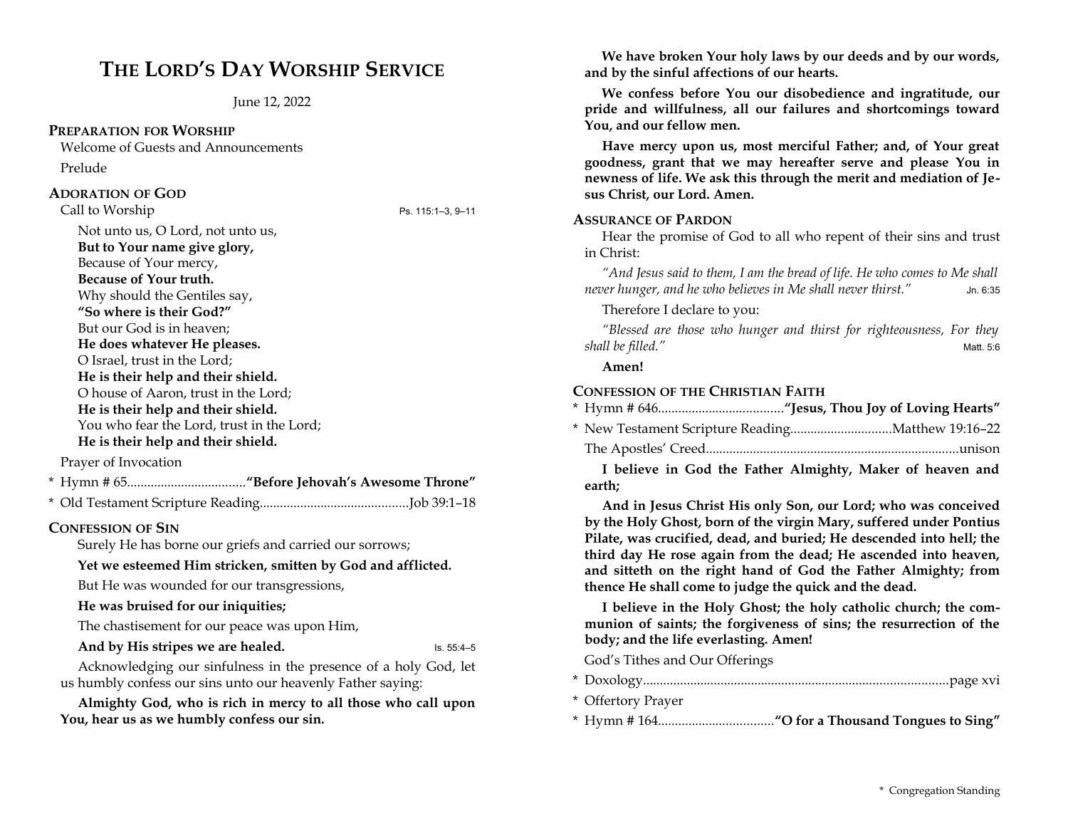# THE LORD'S DAY WORSHIP SERVICE

June 12, 2022

## PREPARATION FOR WORSHIP

Welcome of Guests and Announcements

Prelude

## ADORATION OF GOD

Call to Worship — Ps. 115:1–3, 9–11

Not unto us, O Lord, not unto us,
**But to Your name give glory,**
Because of Your mercy,
**Because of Your truth.**
Why should the Gentiles say,
**"So where is their God?"**
But our God is in heaven;
**He does whatever He pleases.**
O Israel, trust in the Lord;
**He is their help and their shield.**
O house of Aaron, trust in the Lord;
**He is their help and their shield.**
You who fear the Lord, trust in the Lord;
**He is their help and their shield.**

Prayer of Invocation

\* Hymn # 65 .................................. **"Before Jehovah's Awesome Throne"**

\* Old Testament Scripture Reading ........................................... Job 39:1–18

## CONFESSION OF SIN

Surely He has borne our griefs and carried our sorrows;

**Yet we esteemed Him stricken, smitten by God and afflicted.**

But He was wounded for our transgressions,

**He was bruised for our iniquities;**

The chastisement for our peace was upon Him,

**And by His stripes we are healed.** — Is. 55:4–5

Acknowledging our sinfulness in the presence of a holy God, let us humbly confess our sins unto our heavenly Father saying:

**Almighty God, who is rich in mercy to all those who call upon You, hear us as we humbly confess our sin.**

**We have broken Your holy laws by our deeds and by our words, and by the sinful affections of our hearts.**

**We confess before You our disobedience and ingratitude, our pride and willfulness, all our failures and shortcomings toward You, and our fellow men.**

**Have mercy upon us, most merciful Father; and, of Your great goodness, grant that we may hereafter serve and please You in newness of life. We ask this through the merit and mediation of Jesus Christ, our Lord. Amen.**

## ASSURANCE OF PARDON

Hear the promise of God to all who repent of their sins and trust in Christ:

*"And Jesus said to them, I am the bread of life. He who comes to Me shall never hunger, and he who believes in Me shall never thirst."* — Jn. 6:35

Therefore I declare to you:

*"Blessed are those who hunger and thirst for righteousness, For they shall be filled."* — Matt. 5:6

**Amen!**

## CONFESSION OF THE CHRISTIAN FAITH

\* Hymn # 646 .................................... **"Jesus, Thou Joy of Loving Hearts"**

\* New Testament Scripture Reading ............................. Matthew 19:16–22

The Apostles' Creed ........................................................................... unison

**I believe in God the Father Almighty, Maker of heaven and earth;**

**And in Jesus Christ His only Son, our Lord; who was conceived by the Holy Ghost, born of the virgin Mary, suffered under Pontius Pilate, was crucified, dead, and buried; He descended into hell; the third day He rose again from the dead; He ascended into heaven, and sitteth on the right hand of God the Father Almighty; from thence He shall come to judge the quick and the dead.**

**I believe in the Holy Ghost; the holy catholic church; the communion of saints; the forgiveness of sins; the resurrection of the body; and the life everlasting. Amen!**

God's Tithes and Our Offerings

\* Doxology .......................................................................................... page xvi

\* Offertory Prayer

\* Hymn # 164 .................................. **"O for a Thousand Tongues to Sing"**

\* Congregation Standing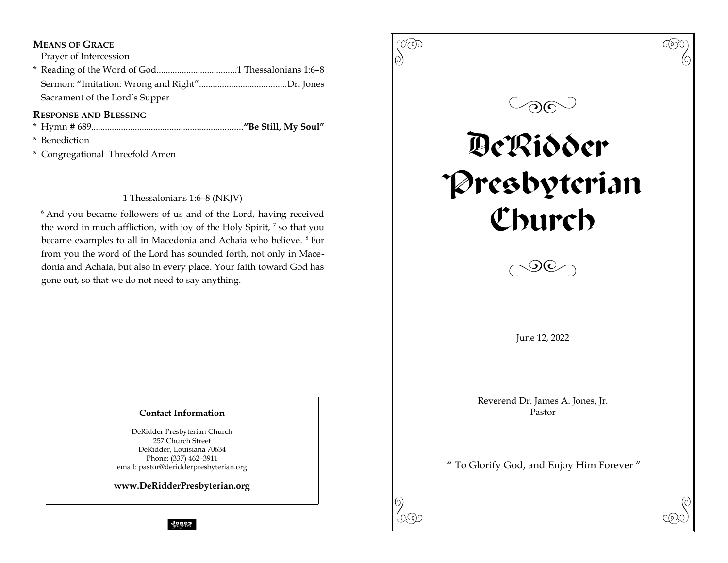### Means of Grace

Prayer of Intercession

\* Reading of the Word of God....................................1 Thessalonians 1:6–8

Sermon: "Imitation: Wrong and Right"......................................Dr. Jones

Sacrament of the Lord's Supper

### Response and Blessing

\* Hymn # 689.................................................................**"Be Still, My Soul"**

\* Benediction

\* Congregational Threefold Amen

1 Thessalonians 1:6–8 (NKJV)

[6] And you became followers of us and of the Lord, having received the word in much affliction, with joy of the Holy Spirit, [7] so that you became examples to all in Macedonia and Achaia who believe. [8] For from you the word of the Lord has sounded forth, not only in Macedonia and Achaia, but also in every place. Your faith toward God has gone out, so that we do not need to say anything.

**Contact Information**

DeRidder Presbyterian Church
257 Church Street
DeRidder, Louisiana 70634
Phone: (337) 462–3911
email: pastor@deridderpresbyterian.org

**www.DeRidderPresbyterian.org**

Jones graphics

# DeRidder Presbyterian Church

June 12, 2022

Reverend Dr. James A. Jones, Jr.
Pastor

" To Glorify God, and Enjoy Him Forever "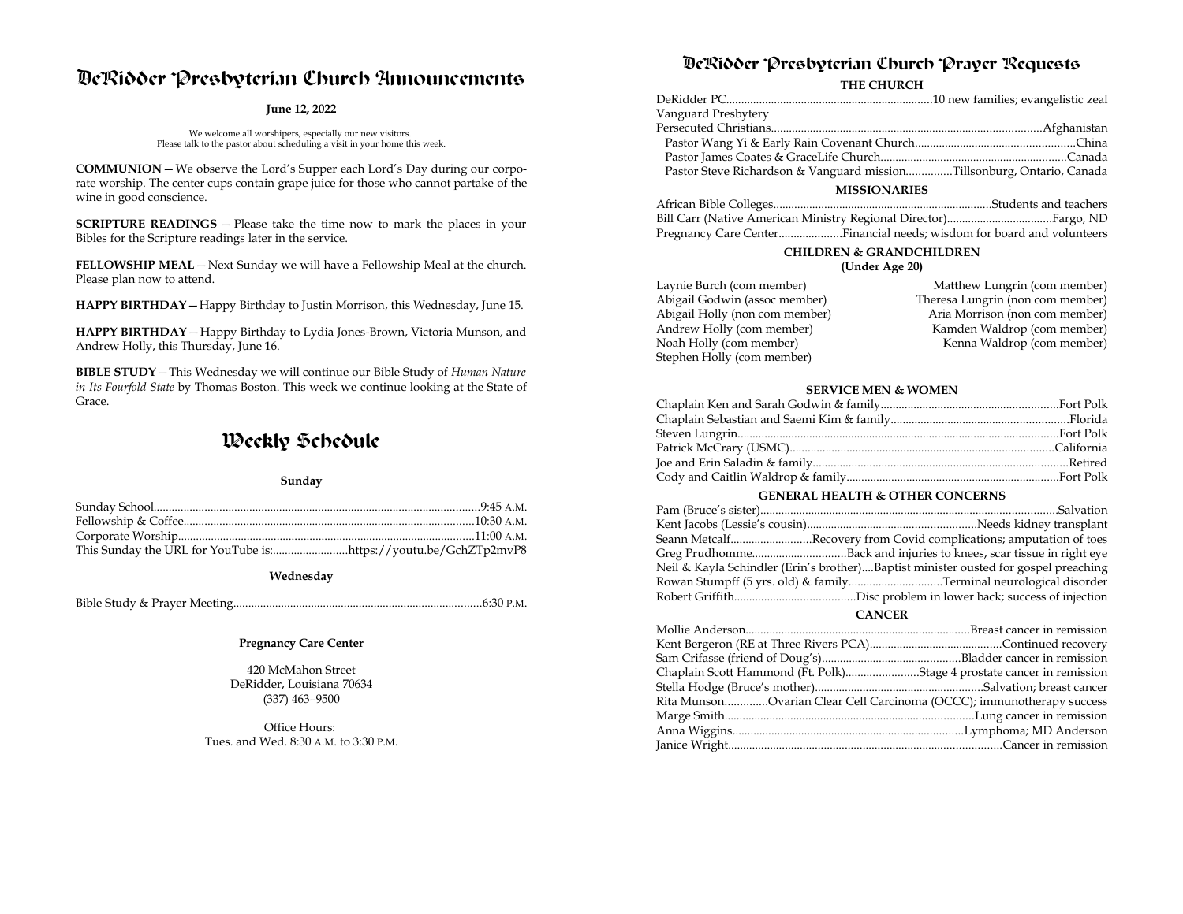# DeRidder Presbyterian Church Announcements

**June 12, 2022**

We welcome all worshipers, especially our new visitors.
Please talk to the pastor about scheduling a visit in your home this week.

**COMMUNION** — We observe the Lord's Supper each Lord's Day during our corporate worship. The center cups contain grape juice for those who cannot partake of the wine in good conscience.

**SCRIPTURE READINGS** — Please take the time now to mark the places in your Bibles for the Scripture readings later in the service.

**FELLOWSHIP MEAL** — Next Sunday we will have a Fellowship Meal at the church. Please plan now to attend.

**HAPPY BIRTHDAY** — Happy Birthday to Justin Morrison, this Wednesday, June 15.

**HAPPY BIRTHDAY** — Happy Birthday to Lydia Jones-Brown, Victoria Munson, and Andrew Holly, this Thursday, June 16.

**BIBLE STUDY** — This Wednesday we will continue our Bible Study of *Human Nature in Its Fourfold State* by Thomas Boston. This week we continue looking at the State of Grace.

# Weekly Schedule

**Sunday**

Sunday School....................9:45 A.M.
Fellowship & Coffee....................10:30 A.M.
Corporate Worship....................11:00 A.M.
This Sunday the URL for YouTube is:....................https://youtu.be/GchZTp2mvP8

**Wednesday**

Bible Study & Prayer Meeting....................6:30 P.M.

**Pregnancy Care Center**

420 McMahon Street
DeRidder, Louisiana 70634
(337) 463–9500

Office Hours:
Tues. and Wed. 8:30 A.M. to 3:30 P.M.

# DeRidder Presbyterian Church Prayer Requests

### THE CHURCH

DeRidder PC....................10 new families; evangelistic zeal
Vanguard Presbytery
Persecuted Christians....................Afghanistan
Pastor Wang Yi & Early Rain Covenant Church....................China
Pastor James Coates & GraceLife Church....................Canada
Pastor Steve Richardson & Vanguard mission....................Tillsonburg, Ontario, Canada

### MISSIONARIES

African Bible Colleges....................Students and teachers
Bill Carr (Native American Ministry Regional Director)....................Fargo, ND
Pregnancy Care Center....................Financial needs; wisdom for board and volunteers

### CHILDREN & GRANDCHILDREN
**(Under Age 20)**

Laynie Burch (com member)
Abigail Godwin (assoc member)
Abigail Holly (non com member)
Andrew Holly (com member)
Noah Holly (com member)
Stephen Holly (com member)
Matthew Lungrin (com member)
Theresa Lungrin (non com member)
Aria Morrison (non com member)
Kamden Waldrop (com member)
Kenna Waldrop (com member)

### SERVICE MEN & WOMEN

Chaplain Ken and Sarah Godwin & family....................Fort Polk
Chaplain Sebastian and Saemi Kim & family....................Florida
Steven Lungrin....................Fort Polk
Patrick McCrary (USMC)....................California
Joe and Erin Saladin & family....................Retired
Cody and Caitlin Waldrop & family....................Fort Polk

### GENERAL HEALTH & OTHER CONCERNS

Pam (Bruce's sister)....................Salvation
Kent Jacobs (Lessie's cousin)....................Needs kidney transplant
Seann Metcalf....................Recovery from Covid complications; amputation of toes
Greg Prudhomme....................Back and injuries to knees, scar tissue in right eye
Neil & Kayla Schindler (Erin's brother)....Baptist minister ousted for gospel preaching
Rowan Stumpff (5 yrs. old) & family....................Terminal neurological disorder
Robert Griffith....................Disc problem in lower back; success of injection

### CANCER

Mollie Anderson....................Breast cancer in remission
Kent Bergeron (RE at Three Rivers PCA)....................Continued recovery
Sam Crifasse (friend of Doug's)....................Bladder cancer in remission
Chaplain Scott Hammond (Ft. Polk)....................Stage 4 prostate cancer in remission
Stella Hodge (Bruce's mother)....................Salvation; breast cancer
Rita Munson....................Ovarian Clear Cell Carcinoma (OCCC); immunotherapy success
Marge Smith....................Lung cancer in remission
Anna Wiggins....................Lymphoma; MD Anderson
Janice Wright....................Cancer in remission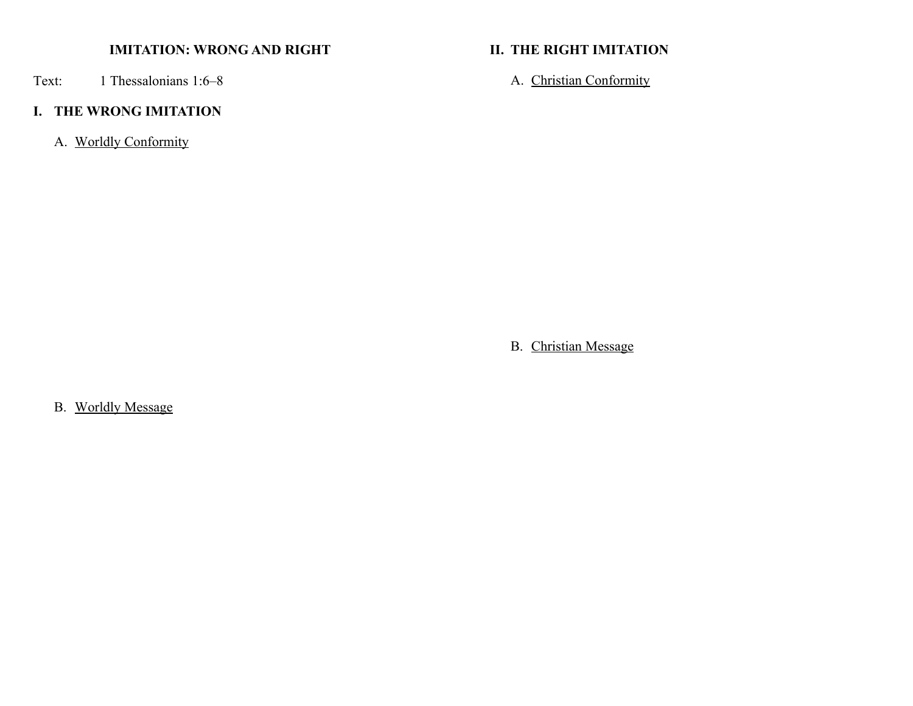**IMITATION: WRONG AND RIGHT**

Text: 1 Thessalonians 1:6–8

**I. THE WRONG IMITATION**

A. <u>Worldly Conformity</u>

B. <u>Worldly Message</u>

**II. THE RIGHT IMITATION**

A. <u>Christian Conformity</u>

B. <u>Christian Message</u>